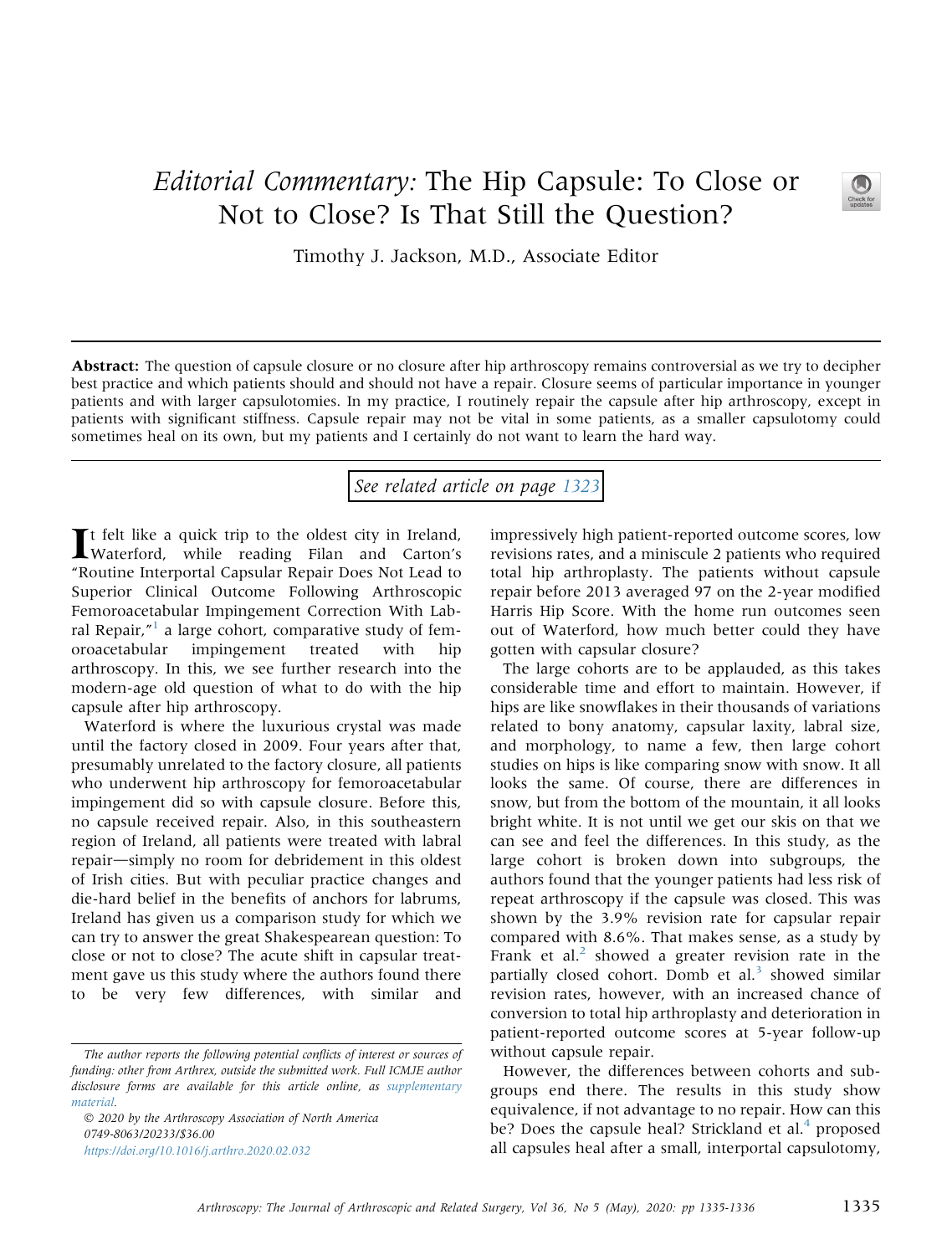# *Editorial Commentary:* The Hip Capsule: To Close or Not to Close? Is That Still the Question?

Timothy J. Jackson, M.D., Associate Editor

**Abstract:** The question of capsule closure or no closure after hip arthroscopy remains controversial as we try to decipher best practice and which patients should and should not have a repair. Closure seems of particular importance in younger patients and with larger capsulotomies. In my practice, I routinely repair the capsule after hip arthroscopy, except in patients with significant stiffness. Capsule repair may not be vital in some patients, as a smaller capsulotomy could sometimes heal on its own, but my patients and I certainly do not want to learn the hard way.

*See related article on page 1323*

It felt like a quick trip to the oldest city in Ireland, Waterford, while reading Filan and Carton's "Routine Interportal Capsular Repair Does Not Lead to Superior Clinical Outcome Following Arthroscopic Femoroacetabular Impingement Correction With Labral Repair,"[1] a large cohort, comparative study of femoroacetabular impingement treated with hip arthroscopy. In this, we see further research into the modern-age old question of what to do with the hip capsule after hip arthroscopy.

Waterford is where the luxurious crystal was made until the factory closed in 2009. Four years after that, presumably unrelated to the factory closure, all patients who underwent hip arthroscopy for femoroacetabular impingement did so with capsule closure. Before this, no capsule received repair. Also, in this southeastern region of Ireland, all patients were treated with labral repair—simply no room for debridement in this oldest of Irish cities. But with peculiar practice changes and die-hard belief in the benefits of anchors for labrums, Ireland has given us a comparison study for which we can try to answer the great Shakespearean question: To close or not to close? The acute shift in capsular treatment gave us this study where the authors found there to be very few differences, with similar and impressively high patient-reported outcome scores, low revisions rates, and a miniscule 2 patients who required total hip arthroplasty. The patients without capsule repair before 2013 averaged 97 on the 2-year modified Harris Hip Score. With the home run outcomes seen out of Waterford, how much better could they have gotten with capsular closure?

The large cohorts are to be applauded, as this takes considerable time and effort to maintain. However, if hips are like snowflakes in their thousands of variations related to bony anatomy, capsular laxity, labral size, and morphology, to name a few, then large cohort studies on hips is like comparing snow with snow. It all looks the same. Of course, there are differences in snow, but from the bottom of the mountain, it all looks bright white. It is not until we get our skis on that we can see and feel the differences. In this study, as the large cohort is broken down into subgroups, the authors found that the younger patients had less risk of repeat arthroscopy if the capsule was closed. This was shown by the 3.9% revision rate for capsular repair compared with 8.6%. That makes sense, as a study by Frank et al.[2] showed a greater revision rate in the partially closed cohort. Domb et al.[3] showed similar revision rates, however, with an increased chance of conversion to total hip arthroplasty and deterioration in patient-reported outcome scores at 5-year follow-up without capsule repair.

However, the differences between cohorts and subgroups end there. The results in this study show equivalence, if not advantage to no repair. How can this be? Does the capsule heal? Strickland et al.[4] proposed all capsules heal after a small, interportal capsulotomy,

*The author reports the following potential conflicts of interest or sources of funding: other from Arthrex, outside the submitted work. Full ICMJE author disclosure forms are available for this article online, as supplementary material.*

*© 2020 by the Arthroscopy Association of North America*
*0749-8063/20233/$36.00*
*https://doi.org/10.1016/j.arthro.2020.02.032*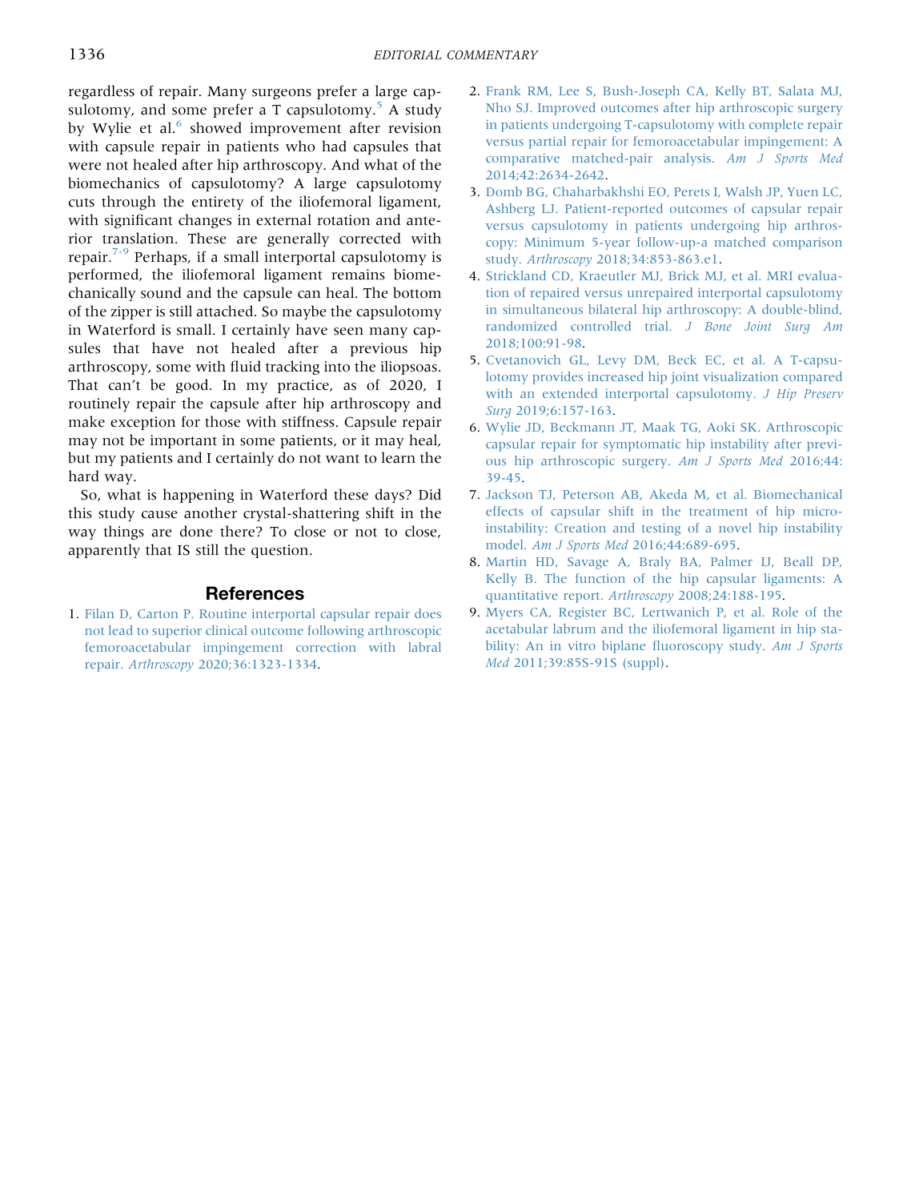regardless of repair. Many surgeons prefer a large capsulotomy, and some prefer a T capsulotomy.[5] A study by Wylie et al.[6] showed improvement after revision with capsule repair in patients who had capsules that were not healed after hip arthroscopy. And what of the biomechanics of capsulotomy? A large capsulotomy cuts through the entirety of the iliofemoral ligament, with significant changes in external rotation and anterior translation. These are generally corrected with repair.[7-9] Perhaps, if a small interportal capsulotomy is performed, the iliofemoral ligament remains biomechanically sound and the capsule can heal. The bottom of the zipper is still attached. So maybe the capsulotomy in Waterford is small. I certainly have seen many capsules that have not healed after a previous hip arthroscopy, some with fluid tracking into the iliopsoas. That can't be good. In my practice, as of 2020, I routinely repair the capsule after hip arthroscopy and make exception for those with stiffness. Capsule repair may not be important in some patients, or it may heal, but my patients and I certainly do not want to learn the hard way.

So, what is happening in Waterford these days? Did this study cause another crystal-shattering shift in the way things are done there? To close or not to close, apparently that IS still the question.

## References

1. Filan D, Carton P. Routine interportal capsular repair does not lead to superior clinical outcome following arthroscopic femoroacetabular impingement correction with labral repair. *Arthroscopy* 2020;36:1323-1334.
2. Frank RM, Lee S, Bush-Joseph CA, Kelly BT, Salata MJ, Nho SJ. Improved outcomes after hip arthroscopic surgery in patients undergoing T-capsulotomy with complete repair versus partial repair for femoroacetabular impingement: A comparative matched-pair analysis. *Am J Sports Med* 2014;42:2634-2642.
3. Domb BG, Chaharbakhshi EO, Perets I, Walsh JP, Yuen LC, Ashberg LJ. Patient-reported outcomes of capsular repair versus capsulotomy in patients undergoing hip arthroscopy: Minimum 5-year follow-up-a matched comparison study. *Arthroscopy* 2018;34:853-863.e1.
4. Strickland CD, Kraeutler MJ, Brick MJ, et al. MRI evaluation of repaired versus unrepaired interportal capsulotomy in simultaneous bilateral hip arthroscopy: A double-blind, randomized controlled trial. *J Bone Joint Surg Am* 2018;100:91-98.
5. Cvetanovich GL, Levy DM, Beck EC, et al. A T-capsulotomy provides increased hip joint visualization compared with an extended interportal capsulotomy. *J Hip Preserv Surg* 2019;6:157-163.
6. Wylie JD, Beckmann JT, Maak TG, Aoki SK. Arthroscopic capsular repair for symptomatic hip instability after previous hip arthroscopic surgery. *Am J Sports Med* 2016;44:39-45.
7. Jackson TJ, Peterson AB, Akeda M, et al. Biomechanical effects of capsular shift in the treatment of hip microinstability: Creation and testing of a novel hip instability model. *Am J Sports Med* 2016;44:689-695.
8. Martin HD, Savage A, Braly BA, Palmer IJ, Beall DP, Kelly B. The function of the hip capsular ligaments: A quantitative report. *Arthroscopy* 2008;24:188-195.
9. Myers CA, Register BC, Lertwanich P, et al. Role of the acetabular labrum and the iliofemoral ligament in hip stability: An in vitro biplane fluoroscopy study. *Am J Sports Med* 2011;39:85S-91S (suppl).